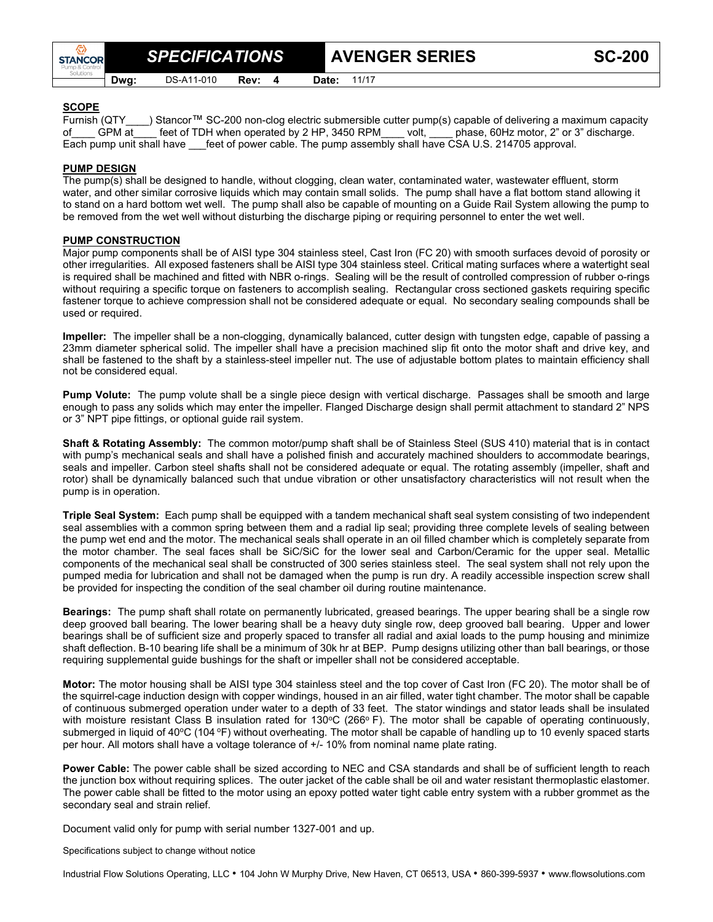# SPECIFICATIONS — AVENGER SERIES — SC-200

**Dwg:** DS-A11-010 **Rev:** 4 **Date:** 11/17

## SCOPE

Furnish (QTY____) Stancor™ SC-200 non-clog electric submersible cutter pump(s) capable of delivering a maximum capacity of____ GPM at____ feet of TDH when operated by 2 HP, 3450 RPM____ volt, ____ phase, 60Hz motor, 2" or 3" discharge. Each pump unit shall have ___feet of power cable. The pump assembly shall have CSA U.S. 214705 approval.

## PUMP DESIGN

The pump(s) shall be designed to handle, without clogging, clean water, contaminated water, wastewater effluent, storm water, and other similar corrosive liquids which may contain small solids. The pump shall have a flat bottom stand allowing it to stand on a hard bottom wet well. The pump shall also be capable of mounting on a Guide Rail System allowing the pump to be removed from the wet well without disturbing the discharge piping or requiring personnel to enter the wet well.

## PUMP CONSTRUCTION

Major pump components shall be of AISI type 304 stainless steel, Cast Iron (FC 20) with smooth surfaces devoid of porosity or other irregularities. All exposed fasteners shall be AISI type 304 stainless steel. Critical mating surfaces where a watertight seal is required shall be machined and fitted with NBR o-rings. Sealing will be the result of controlled compression of rubber o-rings without requiring a specific torque on fasteners to accomplish sealing. Rectangular cross sectioned gaskets requiring specific fastener torque to achieve compression shall not be considered adequate or equal. No secondary sealing compounds shall be used or required.

**Impeller:** The impeller shall be a non-clogging, dynamically balanced, cutter design with tungsten edge, capable of passing a 23mm diameter spherical solid. The impeller shall have a precision machined slip fit onto the motor shaft and drive key, and shall be fastened to the shaft by a stainless-steel impeller nut. The use of adjustable bottom plates to maintain efficiency shall not be considered equal.

**Pump Volute:** The pump volute shall be a single piece design with vertical discharge. Passages shall be smooth and large enough to pass any solids which may enter the impeller. Flanged Discharge design shall permit attachment to standard 2" NPS or 3" NPT pipe fittings, or optional guide rail system.

**Shaft & Rotating Assembly:** The common motor/pump shaft shall be of Stainless Steel (SUS 410) material that is in contact with pump's mechanical seals and shall have a polished finish and accurately machined shoulders to accommodate bearings, seals and impeller. Carbon steel shafts shall not be considered adequate or equal. The rotating assembly (impeller, shaft and rotor) shall be dynamically balanced such that undue vibration or other unsatisfactory characteristics will not result when the pump is in operation.

**Triple Seal System:** Each pump shall be equipped with a tandem mechanical shaft seal system consisting of two independent seal assemblies with a common spring between them and a radial lip seal; providing three complete levels of sealing between the pump wet end and the motor. The mechanical seals shall operate in an oil filled chamber which is completely separate from the motor chamber. The seal faces shall be SiC/SiC for the lower seal and Carbon/Ceramic for the upper seal. Metallic components of the mechanical seal shall be constructed of 300 series stainless steel. The seal system shall not rely upon the pumped media for lubrication and shall not be damaged when the pump is run dry. A readily accessible inspection screw shall be provided for inspecting the condition of the seal chamber oil during routine maintenance.

**Bearings:** The pump shaft shall rotate on permanently lubricated, greased bearings. The upper bearing shall be a single row deep grooved ball bearing. The lower bearing shall be a heavy duty single row, deep grooved ball bearing. Upper and lower bearings shall be of sufficient size and properly spaced to transfer all radial and axial loads to the pump housing and minimize shaft deflection. B-10 bearing life shall be a minimum of 30k hr at BEP. Pump designs utilizing other than ball bearings, or those requiring supplemental guide bushings for the shaft or impeller shall not be considered acceptable.

**Motor:** The motor housing shall be AISI type 304 stainless steel and the top cover of Cast Iron (FC 20). The motor shall be of the squirrel-cage induction design with copper windings, housed in an air filled, water tight chamber. The motor shall be capable of continuous submerged operation under water to a depth of 33 feet. The stator windings and stator leads shall be insulated with moisture resistant Class B insulation rated for 130°C (266° F). The motor shall be capable of operating continuously, submerged in liquid of 40°C (104 °F) without overheating. The motor shall be capable of handling up to 10 evenly spaced starts per hour. All motors shall have a voltage tolerance of +/- 10% from nominal name plate rating.

**Power Cable:** The power cable shall be sized according to NEC and CSA standards and shall be of sufficient length to reach the junction box without requiring splices. The outer jacket of the cable shall be oil and water resistant thermoplastic elastomer. The power cable shall be fitted to the motor using an epoxy potted water tight cable entry system with a rubber grommet as the secondary seal and strain relief.

Document valid only for pump with serial number 1327-001 and up.

Specifications subject to change without notice

Industrial Flow Solutions Operating, LLC • 104 John W Murphy Drive, New Haven, CT 06513, USA • 860-399-5937 • www.flowsolutions.com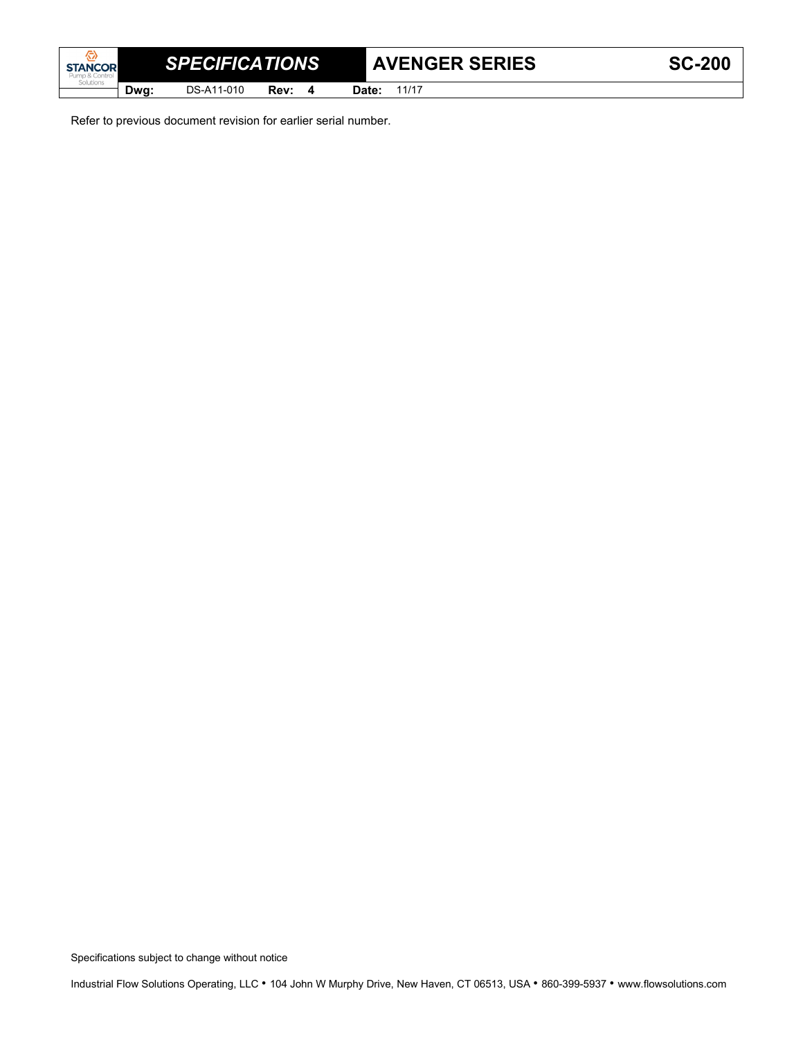Refer to previous document revision for earlier serial number.

Specifications subject to change without notice

Industrial Flow Solutions Operating, LLC • 104 John W Murphy Drive, New Haven, CT 06513, USA • 860-399-5937 • www.flowsolutions.com